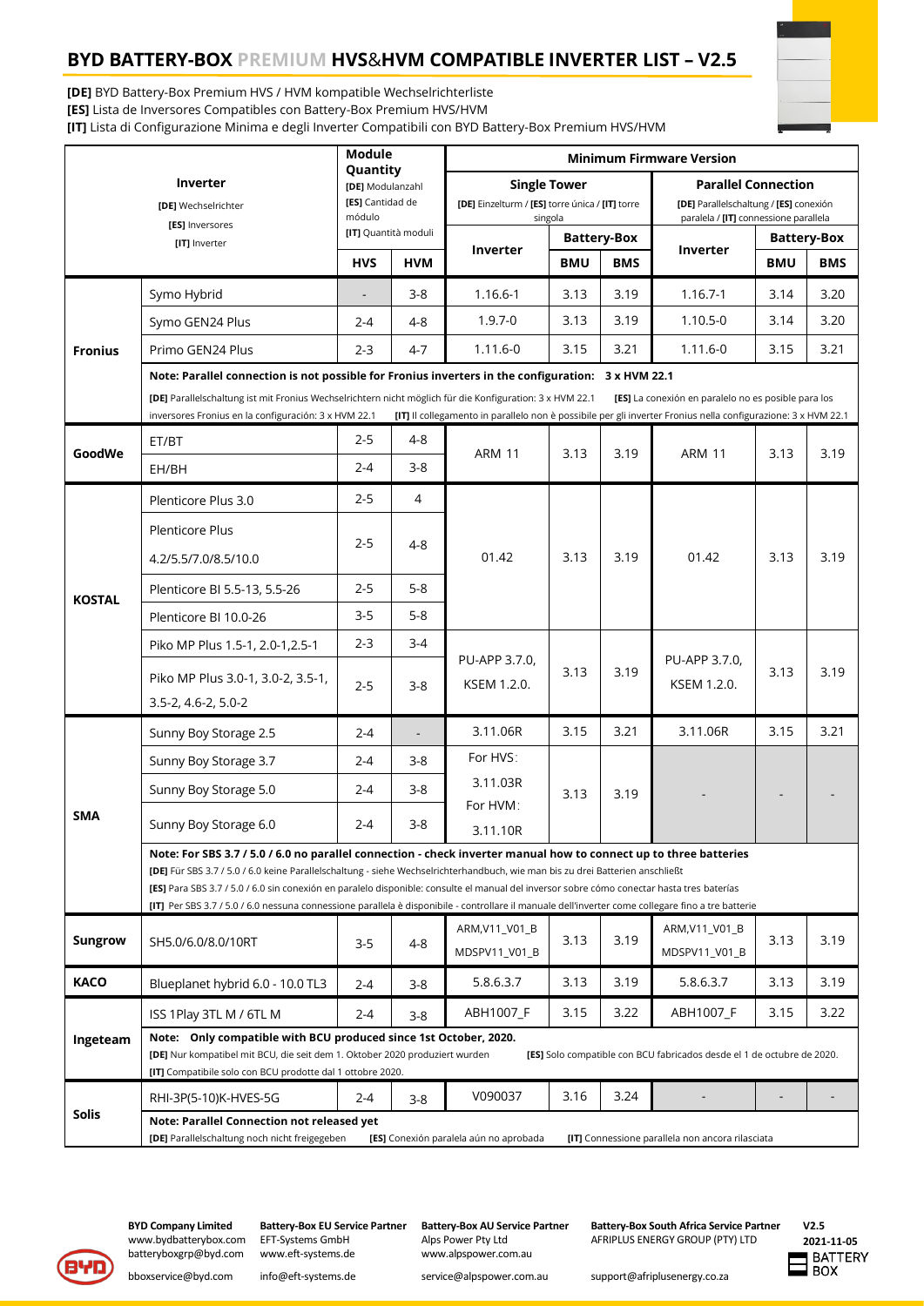# BYD BATTERY-BOX PREMIUM HVS&HVM COMPATIBLE INVERTER LIST – V2.5

**[DE]** BYD Battery-Box Premium HVS / HVM kompatible Wechselrichterliste
**[ES]** Lista de Inversores Compatibles con Battery-Box Premium HVS/HVM
**[IT]** Lista di Configurazione Minima e degli Inverter Compatibili con BYD Battery-Box Premium HVS/HVM

| Inverter<br>[DE] Wechselrichter<br>[ES] Inversores<br>[IT] Inverter | | Module Quantity<br>[DE] Modulanzahl<br>[ES] Cantidad de módulo<br>[IT] Quantità moduli | | Minimum Firmware Version | | | | | |
|---|---|---|---|---|---|---|---|---|---|
| | | | | Single Tower<br>[DE] Einzelturm / [ES] torre única / [IT] torre singola | | | Parallel Connection<br>[DE] Parallelschaltung / [ES] conexión paralela / [IT] connessione parallela | | |
| | | | | Inverter | Battery-Box | | Inverter | Battery-Box | |
| | | HVS | HVM | | BMU | BMS | | BMU | BMS |
| Fronius | Symo Hybrid | - | 3-8 | 1.16.6-1 | 3.13 | 3.19 | 1.16.7-1 | 3.14 | 3.20 |
| | Symo GEN24 Plus | 2-4 | 4-8 | 1.9.7-0 | 3.13 | 3.19 | 1.10.5-0 | 3.14 | 3.20 |
| | Primo GEN24 Plus | 2-3 | 4-7 | 1.11.6-0 | 3.15 | 3.21 | 1.11.6-0 | 3.15 | 3.21 |
| | **Note: Parallel connection is not possible for Fronius inverters in the configuration: 3 x HVM 22.1**<br>**[DE]** Parallelschaltung ist mit Fronius Wechselrichtern nicht möglich für die Konfiguration: 3 x HVM 22.1 **[ES]** La conexión en paralelo no es posible para los inversores Fronius en la configuración: 3 x HVM 22.1 **[IT]** Il collegamento in parallelo non è possibile per gli inverter Fronius nella configurazione: 3 x HVM 22.1 | | | | | | | | |
| GoodWe | ET/BT | 2-5 | 4-8 | ARM 11 | 3.13 | 3.19 | ARM 11 | 3.13 | 3.19 |
| | EH/BH | 2-4 | 3-8 | | | | | | |
| KOSTAL | Plenticore Plus 3.0 | 2-5 | 4 | 01.42 | 3.13 | 3.19 | 01.42 | 3.13 | 3.19 |
| | Plenticore Plus 4.2/5.5/7.0/8.5/10.0 | 2-5 | 4-8 | | | | | | |
| | Plenticore BI 5.5-13, 5.5-26 | 2-5 | 5-8 | | | | | | |
| | Plenticore BI 10.0-26 | 3-5 | 5-8 | | | | | | |
| | Piko MP Plus 1.5-1, 2.0-1,2.5-1 | 2-3 | 3-4 | PU-APP 3.7.0, KSEM 1.2.0. | 3.13 | 3.19 | PU-APP 3.7.0, KSEM 1.2.0. | 3.13 | 3.19 |
| | Piko MP Plus 3.0-1, 3.0-2, 3.5-1, 3.5-2, 4.6-2, 5.0-2 | 2-5 | 3-8 | | | | | | |
| SMA | Sunny Boy Storage 2.5 | 2-4 | - | 3.11.06R | 3.15 | 3.21 | 3.11.06R | 3.15 | 3.21 |
| | Sunny Boy Storage 3.7 | 2-4 | 3-8 | For HVS: 3.11.03R<br>For HVM: 3.11.10R | 3.13 | 3.19 | - | - | - |
| | Sunny Boy Storage 5.0 | 2-4 | 3-8 | | | | | | |
| | Sunny Boy Storage 6.0 | 2-4 | 3-8 | | | | | | |
| | **Note: For SBS 3.7 / 5.0 / 6.0 no parallel connection - check inverter manual how to connect up to three batteries**<br>**[DE]** Für SBS 3.7 / 5.0 / 6.0 keine Parallelschaltung - siehe Wechselrichterhandbuch, wie man bis zu drei Batterien anschließt<br>**[ES]** Para SBS 3.7 / 5.0 / 6.0 sin conexión en paralelo disponible: consulte el manual del inversor sobre cómo conectar hasta tres baterías<br>**[IT]** Per SBS 3.7 / 5.0 / 6.0 nessuna connessione parallela è disponibile - controllare il manuale dell'inverter come collegare fino a tre batterie | | | | | | | | |
| Sungrow | SH5.0/6.0/8.0/10RT | 3-5 | 4-8 | ARM,V11_V01_B MDSPV11_V01_B | 3.13 | 3.19 | ARM,V11_V01_B MDSPV11_V01_B | 3.13 | 3.19 |
| KACO | Blueplanet hybrid 6.0 - 10.0 TL3 | 2-4 | 3-8 | 5.8.6.3.7 | 3.13 | 3.19 | 5.8.6.3.7 | 3.13 | 3.19 |
| Ingeteam | ISS 1Play 3TL M / 6TL M | 2-4 | 3-8 | ABH1007_F | 3.15 | 3.22 | ABH1007_F | 3.15 | 3.22 |
| | **Note: Only compatible with BCU produced since 1st October, 2020.**<br>**[DE]** Nur kompatibel mit BCU, die seit dem 1. Oktober 2020 produziert wurden **[ES]** Solo compatible con BCU fabricados desde el 1 de octubre de 2020.<br>**[IT]** Compatibile solo con BCU prodotte dal 1 ottobre 2020. | | | | | | | | |
| Solis | RHI-3P(5-10)K-HVES-5G | 2-4 | 3-8 | V090037 | 3.16 | 3.24 | - | - | - |
| | **Note: Parallel Connection not released yet**<br>**[DE]** Parallelschaltung noch nicht freigegeben **[ES]** Conexión paralela aún no aprobada **[IT]** Connessione parallela non ancora rilasciata | | | | | | | | |

**BYD Company Limited**
www.bydbatterybox.com
batteryboxgrp@byd.com
bboxservice@byd.com

**Battery-Box EU Service Partner**
EFT-Systems GmbH
www.eft-systems.de
info@eft-systems.de

**Battery-Box AU Service Partner**
Alps Power Pty Ltd
www.alpspower.com.au
service@alpspower.com.au

**Battery-Box South Africa Service Partner**
AFRIPLUS ENERGY GROUP (PTY) LTD
support@afriplusenergy.co.za

**V2.5**
**2021-11-05**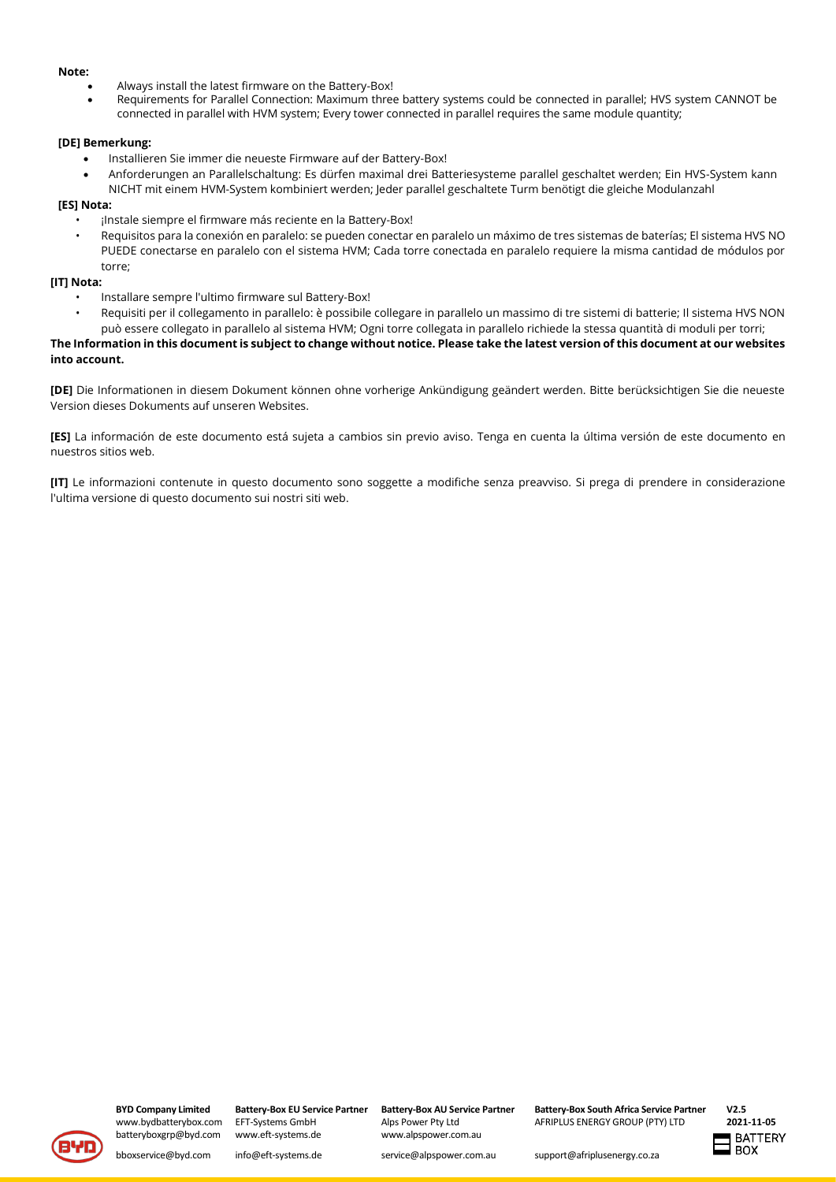**Note:**

- Always install the latest firmware on the Battery-Box!
- Requirements for Parallel Connection: Maximum three battery systems could be connected in parallel; HVS system CANNOT be connected in parallel with HVM system; Every tower connected in parallel requires the same module quantity;

**[DE] Bemerkung:**

- Installieren Sie immer die neueste Firmware auf der Battery-Box!
- Anforderungen an Parallelschaltung: Es dürfen maximal drei Batteriesysteme parallel geschaltet werden; Ein HVS-System kann NICHT mit einem HVM-System kombiniert werden; Jeder parallel geschaltete Turm benötigt die gleiche Modulanzahl

**[ES] Nota:**

- ¡Instale siempre el firmware más reciente en la Battery-Box!
- Requisitos para la conexión en paralelo: se pueden conectar en paralelo un máximo de tres sistemas de baterías; El sistema HVS NO PUEDE conectarse en paralelo con el sistema HVM; Cada torre conectada en paralelo requiere la misma cantidad de módulos por torre;

**[IT] Nota:**

- Installare sempre l'ultimo firmware sul Battery-Box!
- Requisiti per il collegamento in parallelo: è possibile collegare in parallelo un massimo di tre sistemi di batterie; Il sistema HVS NON può essere collegato in parallelo al sistema HVM; Ogni torre collegata in parallelo richiede la stessa quantità di moduli per torri;

**The Information in this document is subject to change without notice. Please take the latest version of this document at our websites into account.**

**[DE]** Die Informationen in diesem Dokument können ohne vorherige Ankündigung geändert werden. Bitte berücksichtigen Sie die neueste Version dieses Dokuments auf unseren Websites.

**[ES]** La información de este documento está sujeta a cambios sin previo aviso. Tenga en cuenta la última versión de este documento en nuestros sitios web.

**[IT]** Le informazioni contenute in questo documento sono soggette a modifiche senza preavviso. Si prega di prendere in considerazione l'ultima versione di questo documento sui nostri siti web.